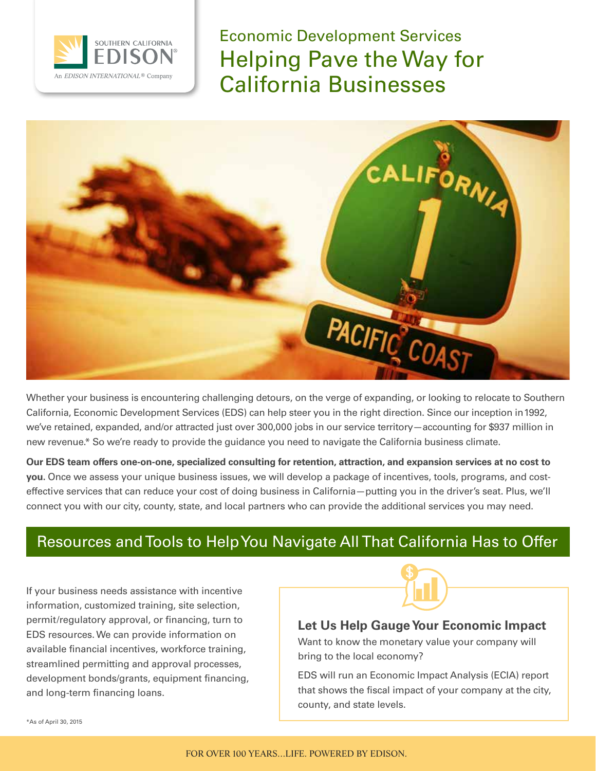Economic Development Services

# Helping Pave the Way for California Businesses

Whether your business is encountering challenging detours, on the verge of expanding, or looking to relocate to Southern California, Economic Development Services (EDS) can help steer you in the right direction. Since our inception in 1992, we've retained, expanded, and/or attracted just over 300,000 jobs in our service territory—accounting for $937 million in new revenue.* So we're ready to provide the guidance you need to navigate the California business climate.

**Our EDS team offers one-on-one, specialized consulting for retention, attraction, and expansion services at no cost to you.** Once we assess your unique business issues, we will develop a package of incentives, tools, programs, and cost-effective services that can reduce your cost of doing business in California—putting you in the driver's seat. Plus, we'll connect you with our city, county, state, and local partners who can provide the additional services you may need.

## Resources and Tools to Help You Navigate All That California Has to Offer

If your business needs assistance with incentive information, customized training, site selection, permit/regulatory approval, or financing, turn to EDS resources. We can provide information on available financial incentives, workforce training, streamlined permitting and approval processes, development bonds/grants, equipment financing, and long-term financing loans.

### Let Us Help Gauge Your Economic Impact

Want to know the monetary value your company will bring to the local economy?

EDS will run an Economic Impact Analysis (ECIA) report that shows the fiscal impact of your company at the city, county, and state levels.

*As of April 30, 2015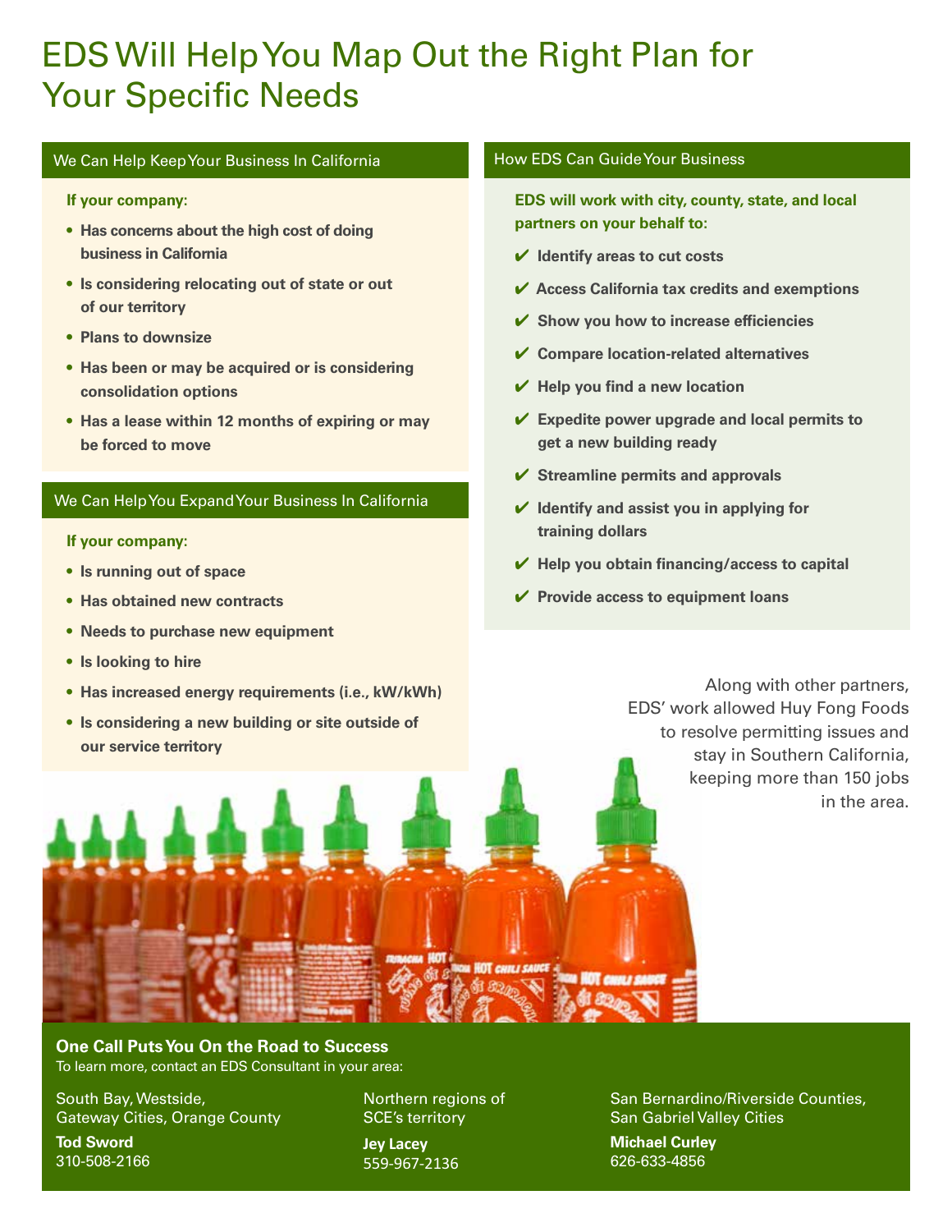# EDS Will Help You Map Out the Right Plan for Your Specific Needs

## We Can Help Keep Your Business In California

**If your company:**

- **Has concerns about the high cost of doing business in California**
- **Is considering relocating out of state or out of our territory**
- **Plans to downsize**
- **Has been or may be acquired or is considering consolidation options**
- **Has a lease within 12 months of expiring or may be forced to move**

## We Can Help You Expand Your Business In California

**If your company:**

- **Is running out of space**
- **Has obtained new contracts**
- **Needs to purchase new equipment**
- **Is looking to hire**
- **Has increased energy requirements (i.e., kW/kWh)**
- **Is considering a new building or site outside of our service territory**

## How EDS Can Guide Your Business

**EDS will work with city, county, state, and local partners on your behalf to:**

- ✔ **Identify areas to cut costs**
- ✔ **Access California tax credits and exemptions**
- ✔ **Show you how to increase efficiencies**
- ✔ **Compare location-related alternatives**
- ✔ **Help you find a new location**
- ✔ **Expedite power upgrade and local permits to get a new building ready**
- ✔ **Streamline permits and approvals**
- ✔ **Identify and assist you in applying for training dollars**
- ✔ **Help you obtain financing/access to capital**
- ✔ **Provide access to equipment loans**

Along with other partners, EDS' work allowed Huy Fong Foods to resolve permitting issues and stay in Southern California, keeping more than 150 jobs in the area.

**One Call Puts You On the Road to Success**
To learn more, contact an EDS Consultant in your area:

South Bay, Westside, Gateway Cities, Orange County
**Tod Sword**
310-508-2166

Northern regions of SCE's territory
**Jey Lacey**
559-967-2136

San Bernardino/Riverside Counties, San Gabriel Valley Cities
**Michael Curley**
626-633-4856